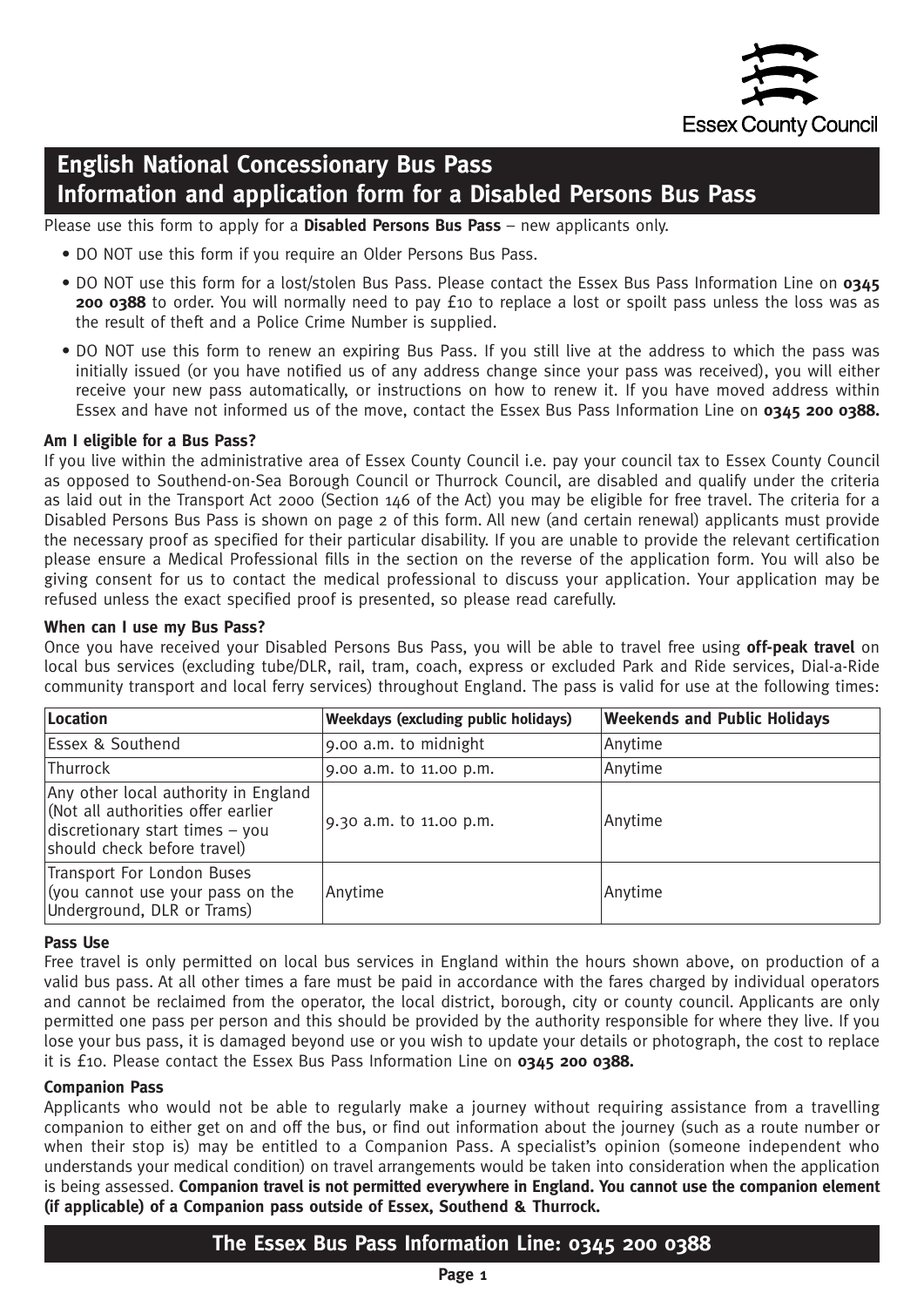Essex County Council

# English National Concessionary Bus Pass
# Information and application form for a Disabled Persons Bus Pass

Please use this form to apply for a **Disabled Persons Bus Pass** – new applicants only.

- DO NOT use this form if you require an Older Persons Bus Pass.
- DO NOT use this form for a lost/stolen Bus Pass. Please contact the Essex Bus Pass Information Line on **0345 200 0388** to order. You will normally need to pay £10 to replace a lost or spoilt pass unless the loss was as the result of theft and a Police Crime Number is supplied.
- DO NOT use this form to renew an expiring Bus Pass. If you still live at the address to which the pass was initially issued (or you have notified us of any address change since your pass was received), you will either receive your new pass automatically, or instructions on how to renew it. If you have moved address within Essex and have not informed us of the move, contact the Essex Bus Pass Information Line on **0345 200 0388.**

**Am I eligible for a Bus Pass?**

If you live within the administrative area of Essex County Council i.e. pay your council tax to Essex County Council as opposed to Southend-on-Sea Borough Council or Thurrock Council, are disabled and qualify under the criteria as laid out in the Transport Act 2000 (Section 146 of the Act) you may be eligible for free travel. The criteria for a Disabled Persons Bus Pass is shown on page 2 of this form. All new (and certain renewal) applicants must provide the necessary proof as specified for their particular disability. If you are unable to provide the relevant certification please ensure a Medical Professional fills in the section on the reverse of the application form. You will also be giving consent for us to contact the medical professional to discuss your application. Your application may be refused unless the exact specified proof is presented, so please read carefully.

**When can I use my Bus Pass?**

Once you have received your Disabled Persons Bus Pass, you will be able to travel free using **off-peak travel** on local bus services (excluding tube/DLR, rail, tram, coach, express or excluded Park and Ride services, Dial-a-Ride community transport and local ferry services) throughout England. The pass is valid for use at the following times:

| Location | Weekdays (excluding public holidays) | Weekends and Public Holidays |
| --- | --- | --- |
| Essex & Southend | 9.00 a.m. to midnight | Anytime |
| Thurrock | 9.00 a.m. to 11.00 p.m. | Anytime |
| Any other local authority in England (Not all authorities offer earlier discretionary start times – you should check before travel) | 9.30 a.m. to 11.00 p.m. | Anytime |
| Transport For London Buses (you cannot use your pass on the Underground, DLR or Trams) | Anytime | Anytime |

**Pass Use**

Free travel is only permitted on local bus services in England within the hours shown above, on production of a valid bus pass. At all other times a fare must be paid in accordance with the fares charged by individual operators and cannot be reclaimed from the operator, the local district, borough, city or county council. Applicants are only permitted one pass per person and this should be provided by the authority responsible for where they live. If you lose your bus pass, it is damaged beyond use or you wish to update your details or photograph, the cost to replace it is £10. Please contact the Essex Bus Pass Information Line on **0345 200 0388.**

**Companion Pass**

Applicants who would not be able to regularly make a journey without requiring assistance from a travelling companion to either get on and off the bus, or find out information about the journey (such as a route number or when their stop is) may be entitled to a Companion Pass. A specialist's opinion (someone independent who understands your medical condition) on travel arrangements would be taken into consideration when the application is being assessed. **Companion travel is not permitted everywhere in England. You cannot use the companion element (if applicable) of a Companion pass outside of Essex, Southend & Thurrock.**

**The Essex Bus Pass Information Line: 0345 200 0388**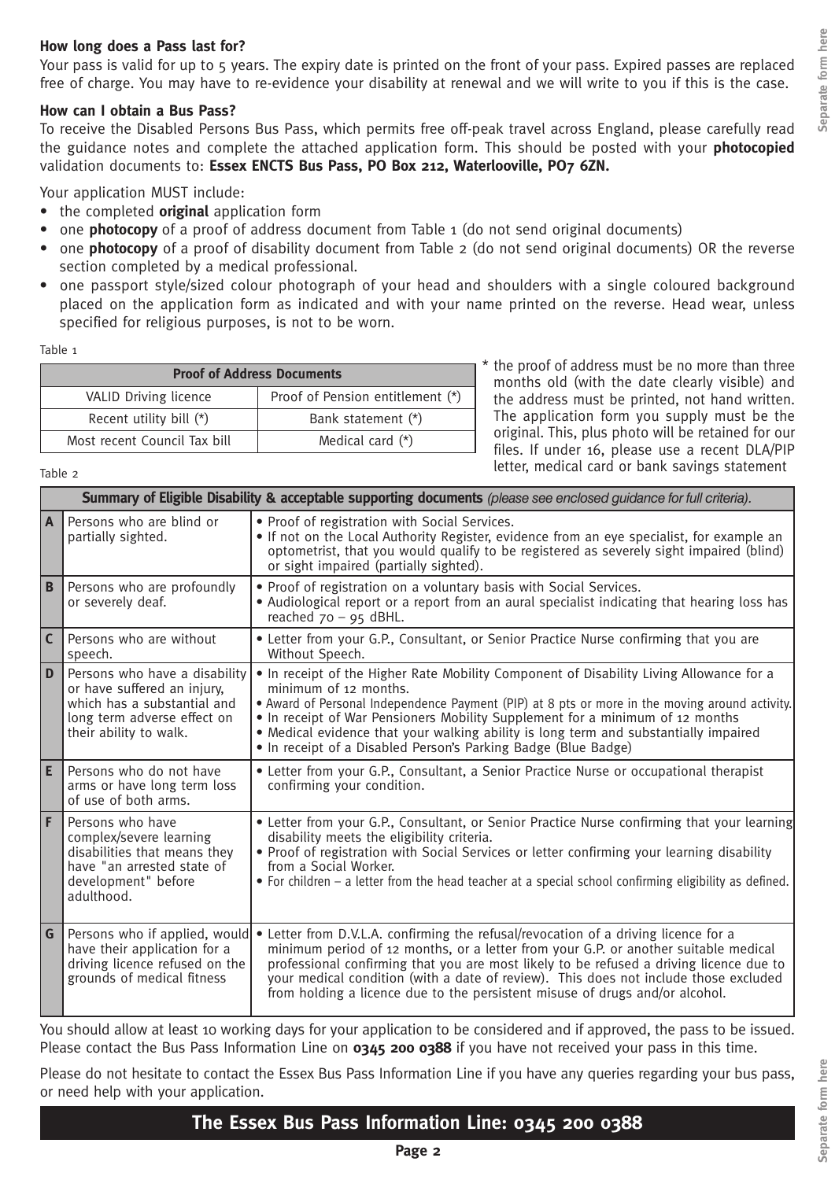### How long does a Pass last for?

Your pass is valid for up to 5 years. The expiry date is printed on the front of your pass. Expired passes are replaced free of charge. You may have to re-evidence your disability at renewal and we will write to you if this is the case.

### How can I obtain a Bus Pass?

To receive the Disabled Persons Bus Pass, which permits free off-peak travel across England, please carefully read the guidance notes and complete the attached application form. This should be posted with your **photocopied** validation documents to: **Essex ENCTS Bus Pass, PO Box 212, Waterlooville, PO7 6ZN.**

Your application MUST include:

- the completed **original** application form
- one **photocopy** of a proof of address document from Table 1 (do not send original documents)
- one **photocopy** of a proof of disability document from Table 2 (do not send original documents) OR the reverse section completed by a medical professional.
- one passport style/sized colour photograph of your head and shoulders with a single coloured background placed on the application form as indicated and with your name printed on the reverse. Head wear, unless specified for religious purposes, is not to be worn.

Table 1

| Proof of Address Documents | |
|---|---|
| VALID Driving licence | Proof of Pension entitlement (*) |
| Recent utility bill (*) | Bank statement (*) |
| Most recent Council Tax bill | Medical card (*) |

* the proof of address must be no more than three months old (with the date clearly visible) and the address must be printed, not hand written. The application form you supply must be the original. This, plus photo will be retained for our files. If under 16, please use a recent DLA/PIP letter, medical card or bank savings statement

Table 2

| **Summary of Eligible Disability & acceptable supporting documents** *(please see enclosed guidance for full criteria).* | | |
|---|---|---|
| A | Persons who are blind or partially sighted. | • Proof of registration with Social Services.<br>• If not on the Local Authority Register, evidence from an eye specialist, for example an optometrist, that you would qualify to be registered as severely sight impaired (blind) or sight impaired (partially sighted). |
| B | Persons who are profoundly or severely deaf. | • Proof of registration on a voluntary basis with Social Services.<br>• Audiological report or a report from an aural specialist indicating that hearing loss has reached 70 – 95 dBHL. |
| C | Persons who are without speech. | • Letter from your G.P., Consultant, or Senior Practice Nurse confirming that you are Without Speech. |
| D | Persons who have a disability or have suffered an injury, which has a substantial and long term adverse effect on their ability to walk. | • In receipt of the Higher Rate Mobility Component of Disability Living Allowance for a minimum of 12 months.<br>• Award of Personal Independence Payment (PIP) at 8 pts or more in the moving around activity.<br>• In receipt of War Pensioners Mobility Supplement for a minimum of 12 months<br>• Medical evidence that your walking ability is long term and substantially impaired<br>• In receipt of a Disabled Person's Parking Badge (Blue Badge) |
| E | Persons who do not have arms or have long term loss of use of both arms. | • Letter from your G.P., Consultant, a Senior Practice Nurse or occupational therapist confirming your condition. |
| F | Persons who have complex/severe learning disabilities that means they have "an arrested state of development" before adulthood. | • Letter from your G.P., Consultant, or Senior Practice Nurse confirming that your learning disability meets the eligibility criteria.<br>• Proof of registration with Social Services or letter confirming your learning disability from a Social Worker.<br>• For children – a letter from the head teacher at a special school confirming eligibility as defined. |
| G | Persons who if applied, would have their application for a driving licence refused on the grounds of medical fitness | • Letter from D.V.L.A. confirming the refusal/revocation of a driving licence for a minimum period of 12 months, or a letter from your G.P. or another suitable medical professional confirming that you are most likely to be refused a driving licence due to your medical condition (with a date of review). This does not include those excluded from holding a licence due to the persistent misuse of drugs and/or alcohol. |

You should allow at least 10 working days for your application to be considered and if approved, the pass to be issued. Please contact the Bus Pass Information Line on **0345 200 0388** if you have not received your pass in this time.

Please do not hesitate to contact the Essex Bus Pass Information Line if you have any queries regarding your bus pass, or need help with your application.

**The Essex Bus Pass Information Line: 0345 200 0388**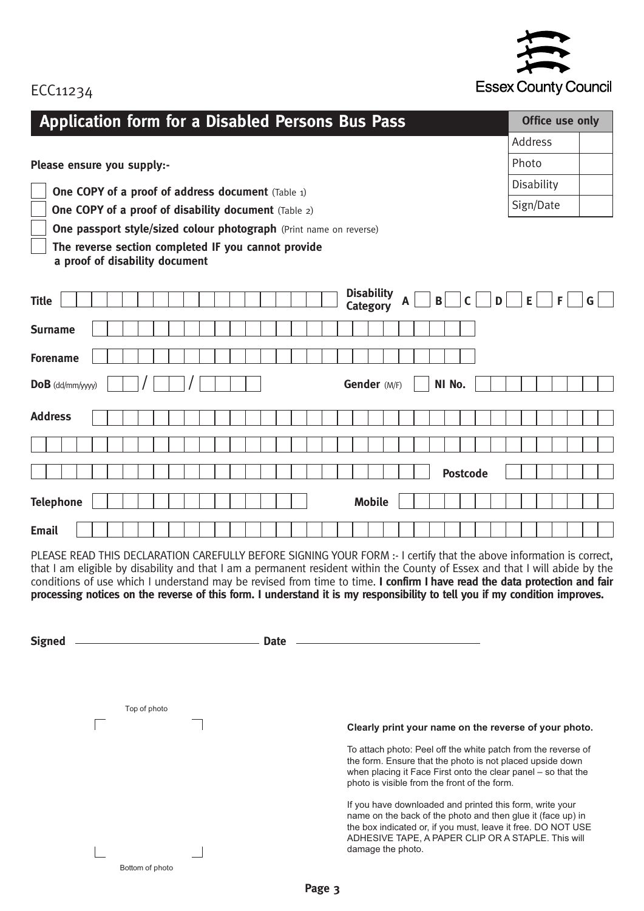ECC11234

Essex County Council

## Application form for a Disabled Persons Bus Pass

| Office use only | |
|---|---|
| Address | |
| Photo | |
| Disability | |
| Sign/Date | |

**Please ensure you supply:-**

- ☐ **One COPY of a proof of address document** (Table 1)
- ☐ **One COPY of a proof of disability document** (Table 2)
- ☐ **One passport style/sized colour photograph** (Print name on reverse)
- ☐ **The reverse section completed IF you cannot provide a proof of disability document**

**Title** ________________ **Disability Category** A ☐ B ☐ C ☐ D ☐ E ☐ F ☐ G ☐

**Surname** ________________

**Forename** ________________

**DoB** (dd/mm/yyyy) __ / __ / ____ **Gender** (M/F) ☐ **NI No.** ________________

**Address** ________________

________________

________________ **Postcode** ________________

**Telephone** ________________ **Mobile** ________________

**Email** ________________

PLEASE READ THIS DECLARATION CAREFULLY BEFORE SIGNING YOUR FORM :- I certify that the above information is correct, that I am eligible by disability and that I am a permanent resident within the County of Essex and that I will abide by the conditions of use which I understand may be revised from time to time. **I confirm I have read the data protection and fair processing notices on the reverse of this form. I understand it is my responsibility to tell you if my condition improves.**

**Signed** ________________ **Date** ________________

Top of photo

Bottom of photo

**Clearly print your name on the reverse of your photo.**

To attach photo: Peel off the white patch from the reverse of the form. Ensure that the photo is not placed upside down when placing it Face First onto the clear panel – so that the photo is visible from the front of the form.

If you have downloaded and printed this form, write your name on the back of the photo and then glue it (face up) in the box indicated or, if you must, leave it free. DO NOT USE ADHESIVE TAPE, A PAPER CLIP OR A STAPLE. This will damage the photo.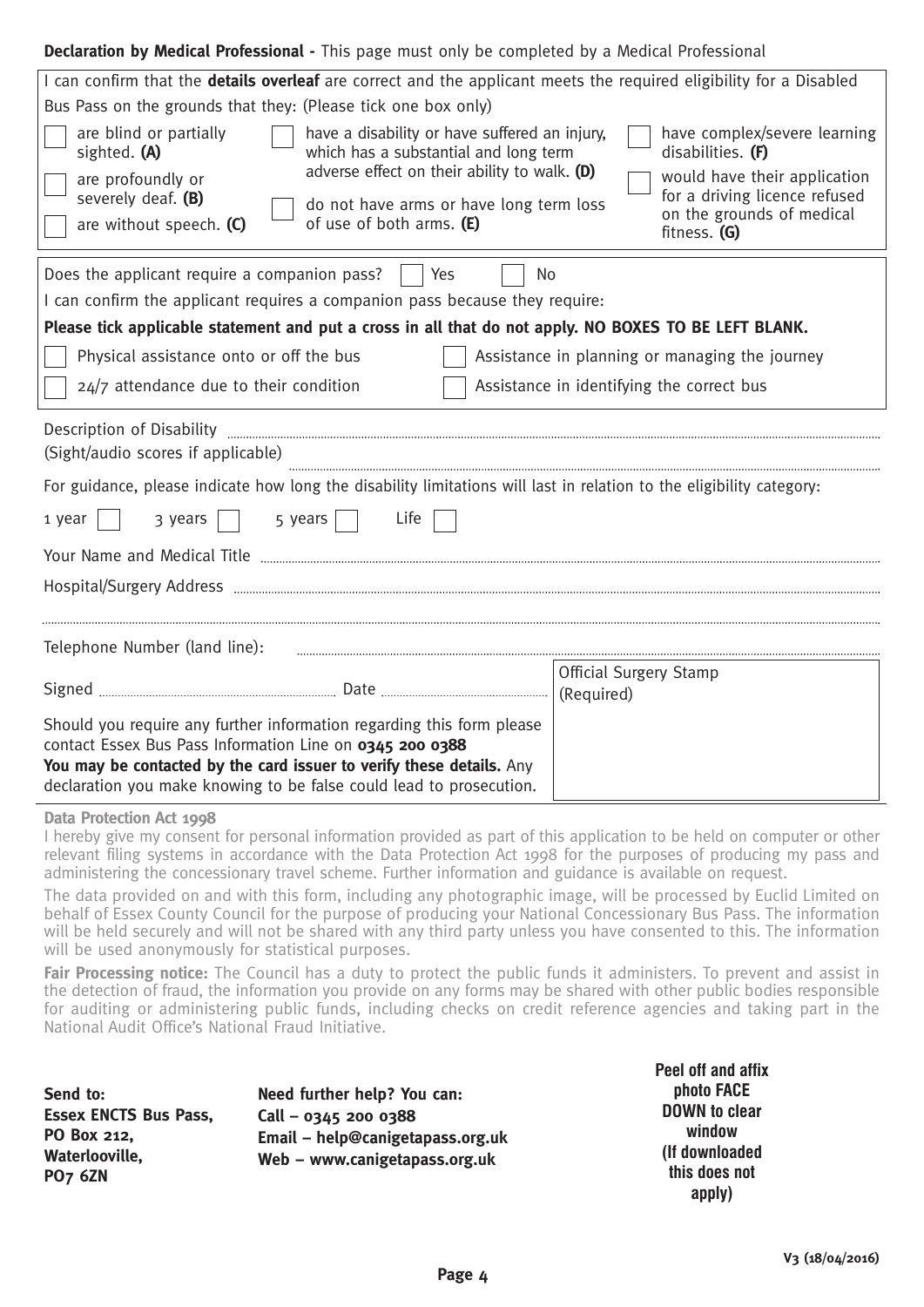**Declaration by Medical Professional -** This page must only be completed by a Medical Professional

I can confirm that the **details overleaf** are correct and the applicant meets the required eligibility for a Disabled Bus Pass on the grounds that they: (Please tick one box only)

- ☐ are blind or partially sighted. **(A)**
- ☐ are profoundly or severely deaf. **(B)**
- ☐ are without speech. **(C)**
- ☐ have a disability or have suffered an injury, which has a substantial and long term adverse effect on their ability to walk. **(D)**
- ☐ do not have arms or have long term loss of use of both arms. **(E)**
- ☐ have complex/severe learning disabilities. **(F)**
- ☐ would have their application for a driving licence refused on the grounds of medical fitness. **(G)**

Does the applicant require a companion pass? ☐ Yes ☐ No

I can confirm the applicant requires a companion pass because they require:

**Please tick applicable statement and put a cross in all that do not apply. NO BOXES TO BE LEFT BLANK.**

- ☐ Physical assistance onto or off the bus
- ☐ 24/7 attendance due to their condition
- ☐ Assistance in planning or managing the journey
- ☐ Assistance in identifying the correct bus

Description of Disability ..........
(Sight/audio scores if applicable) ..........

For guidance, please indicate how long the disability limitations will last in relation to the eligibility category:

1 year ☐ 3 years ☐ 5 years ☐ Life ☐

Your Name and Medical Title ..........

Hospital/Surgery Address ..........

Telephone Number (land line): ..........

Signed .......... Date ..........

Official Surgery Stamp (Required)

Should you require any further information regarding this form please contact Essex Bus Pass Information Line on **0345 200 0388**
**You may be contacted by the card issuer to verify these details.** Any declaration you make knowing to be false could lead to prosecution.

**Data Protection Act 1998**

I hereby give my consent for personal information provided as part of this application to be held on computer or other relevant filing systems in accordance with the Data Protection Act 1998 for the purposes of producing my pass and administering the concessionary travel scheme. Further information and guidance is available on request.

The data provided on and with this form, including any photographic image, will be processed by Euclid Limited on behalf of Essex County Council for the purpose of producing your National Concessionary Bus Pass. The information will be held securely and will not be shared with any third party unless you have consented to this. The information will be used anonymously for statistical purposes.

**Fair Processing notice:** The Council has a duty to protect the public funds it administers. To prevent and assist in the detection of fraud, the information you provide on any forms may be shared with other public bodies responsible for auditing or administering public funds, including checks on credit reference agencies and taking part in the National Audit Office's National Fraud Initiative.

**Send to:**
**Essex ENCTS Bus Pass,**
**PO Box 212,**
**Waterlooville,**
**PO7 6ZN**

**Need further help? You can:**
**Call – 0345 200 0388**
**Email – help@canigetapass.org.uk**
**Web – www.canigetapass.org.uk**

**Peel off and affix photo FACE DOWN to clear window (If downloaded this does not apply)**

V3 (18/04/2016)